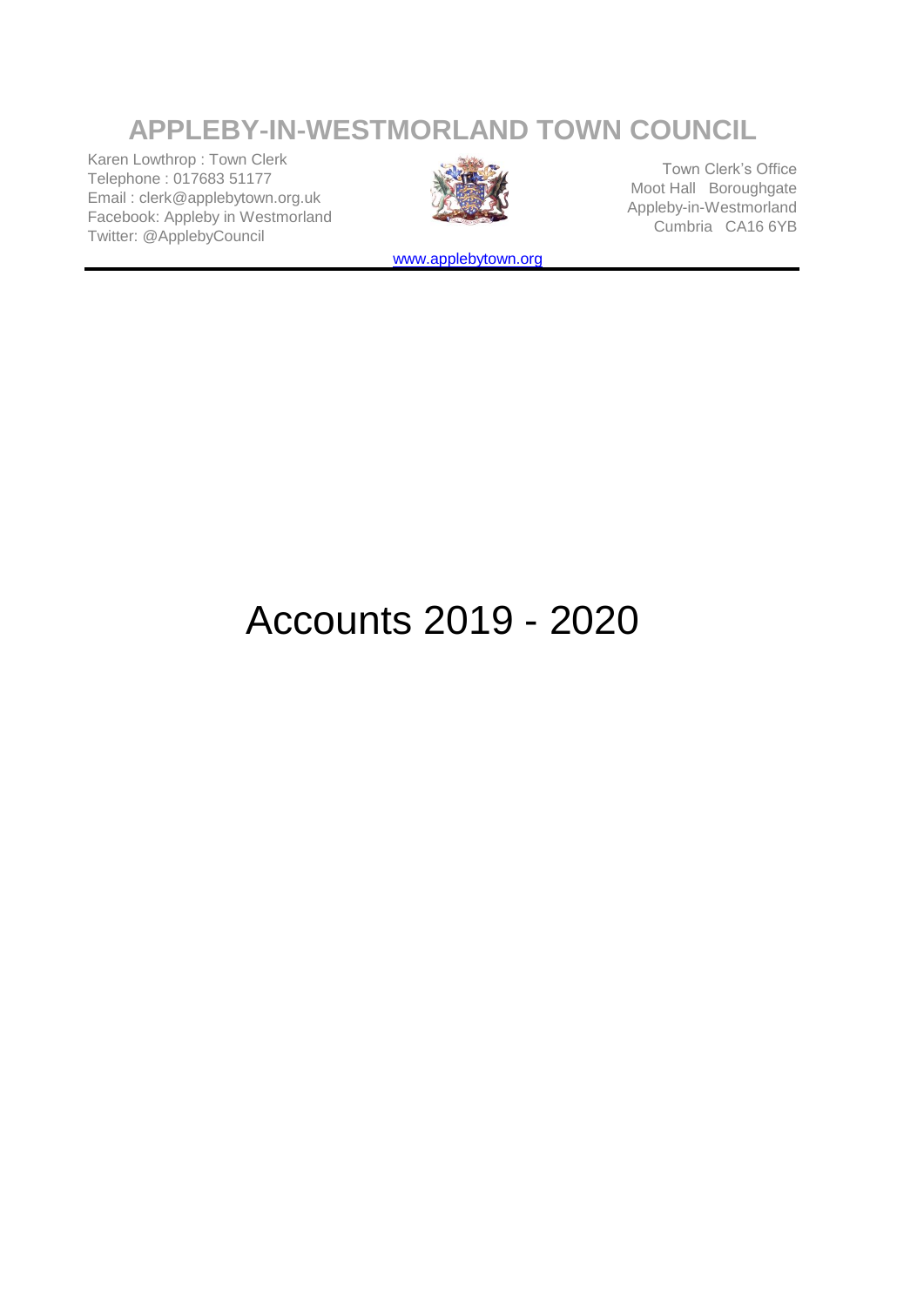# APPLEBY-IN-WESTMORLAND TOWN COUNCIL

Karen Lowthrop : Town Clerk
Telephone : 017683 51177
Email : clerk@applebytown.org.uk
Facebook: Appleby in Westmorland
Twitter: @ApplebyCouncil

Town Clerk's Office
Moot Hall Boroughgate
Appleby-in-Westmorland
Cumbria CA16 6YB

www.applebytown.org

# Accounts 2019 - 2020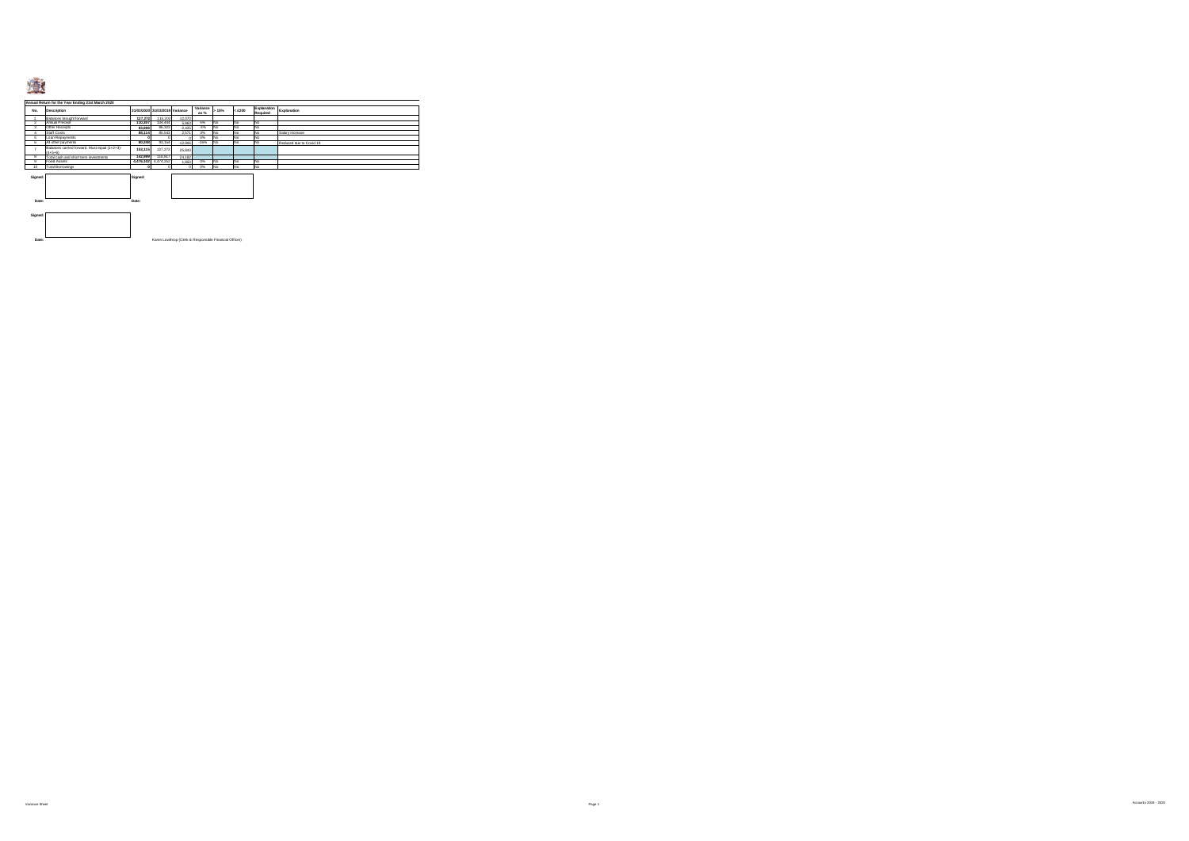**Annual Return for the Year Ending 31st March 2020**

| No. | Description | 31/03/2020 | 31/03/2019 | Variance | Variance as % | > 15% | < £200 | Explanation Required | Explanation |
|---|---|---|---|---|---|---|---|---|---|
| 1 | Balances brought forward | 127,272 | 115,202 | 12,070 | | | | | |
| 2 | Annual Precept | 120,897 | 114,836 | 6,061 | 5% | No | No | No | |
| 3 | Other Receipts | 83,090 | 85,350 | -2,260 | -3% | No | No | No | |
| 4 | Staff Costs | 88,114 | 85,543 | 2,571 | 3% | No | No | No | Salary Increase |
| 5 | Loan Repayments | 0 | 0 | 0 | 0% | No | No | No | |
| 6 | All other payments | 80,398 | 93,144 | -12,746 | -16% | No | No | No | Reduced due to Covid 19 |
| 7 | Balances carried forward. Must equal (1+2+3)-(4+5+6) | 153,115 | 127,272 | 25,843 | | | | | |
| 8 | Total cash and short term investments | 142,999 | 118,817 | 24,182 | | | | | |
| 9 | Fixed Assets | 3,476,192 | 3,474,250 | 1,942 | 0% | No | No | No | |
| 10 | Total Borrowings | 0 | 0 | 0 | 0% | No | No | No | |

Signed:

Date:

Signed:

Date:

Signed:

Date:

Karen Lowthrop (Clerk & Responsible Financial Officer)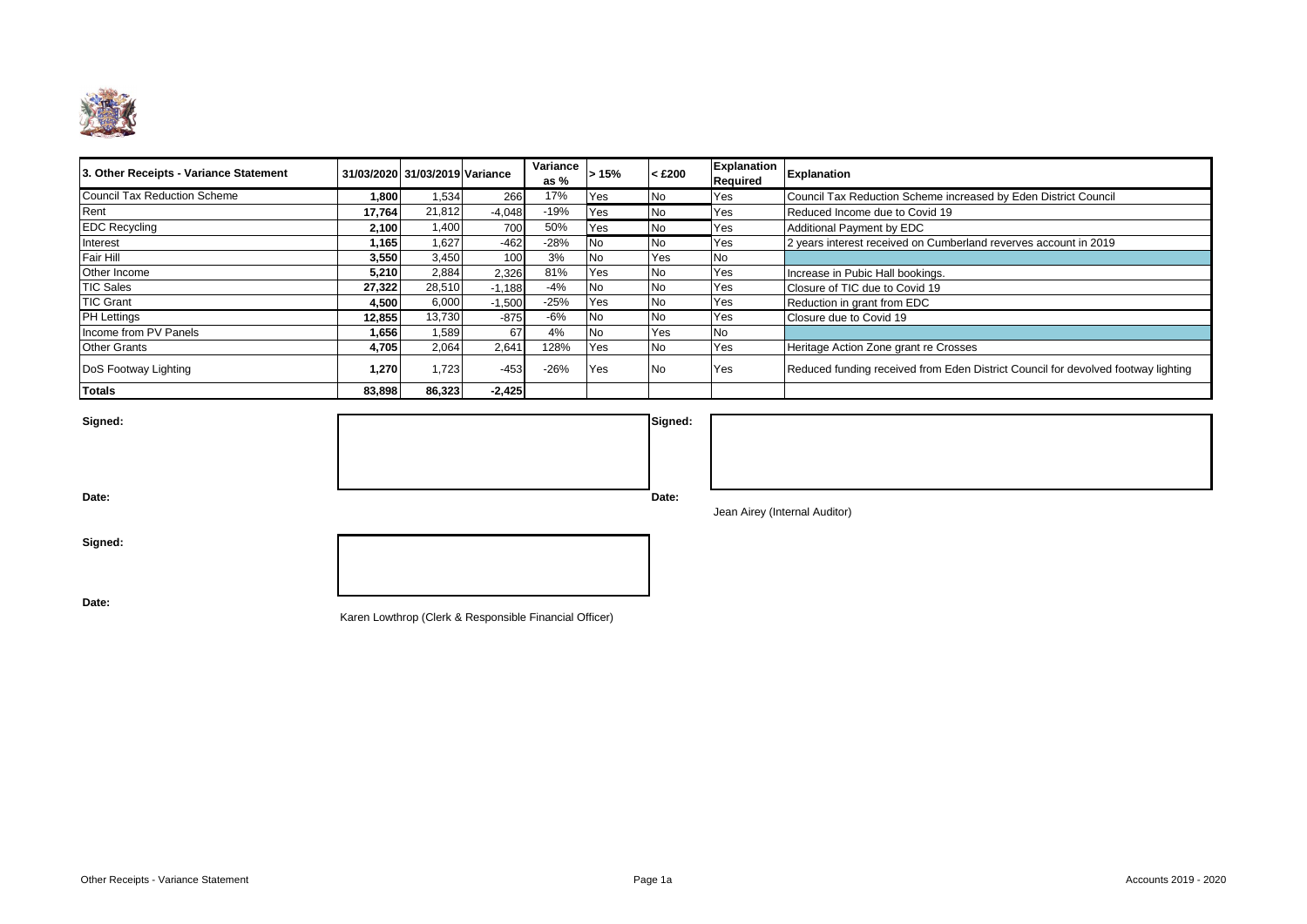| 3. Other Receipts - Variance Statement | 31/03/2020 | 31/03/2019 | Variance | Variance as % | > 15% | < £200 | Explanation Required | Explanation |
|---|---|---|---|---|---|---|---|---|
| Council Tax Reduction Scheme | **1,800** | 1,534 | 266 | 17% | Yes | No | Yes | Council Tax Reduction Scheme increased by Eden District Council |
| Rent | **17,764** | 21,812 | -4,048 | -19% | Yes | No | Yes | Reduced Income due to Covid 19 |
| EDC Recycling | **2,100** | 1,400 | 700 | 50% | Yes | No | Yes | Additional Payment by EDC |
| Interest | **1,165** | 1,627 | -462 | -28% | No | No | Yes | 2 years interest received on Cumberland reverves account in 2019 |
| Fair Hill | **3,550** | 3,450 | 100 | 3% | No | Yes | No | |
| Other Income | **5,210** | 2,884 | 2,326 | 81% | Yes | No | Yes | Increase in Pubic Hall bookings. |
| TIC Sales | **27,322** | 28,510 | -1,188 | -4% | No | No | Yes | Closure of TIC due to Covid 19 |
| TIC Grant | **4,500** | 6,000 | -1,500 | -25% | Yes | No | Yes | Reduction in grant from EDC |
| PH Lettings | **12,855** | 13,730 | -875 | -6% | No | No | Yes | Closure due to Covid 19 |
| Income from PV Panels | **1,656** | 1,589 | 67 | 4% | No | Yes | No | |
| Other Grants | **4,705** | 2,064 | 2,641 | 128% | Yes | No | Yes | Heritage Action Zone grant re Crosses |
| DoS Footway Lighting | **1,270** | 1,723 | -453 | -26% | Yes | No | Yes | Reduced funding received from Eden District Council for devolved footway lighting |
| **Totals** | **83,898** | **86,323** | **-2,425** | | | | | |

**Signed:**

**Date:**

**Signed:**

**Date:**

Jean Airey (Internal Auditor)

**Signed:**

**Date:**

Karen Lowthrop (Clerk & Responsible Financial Officer)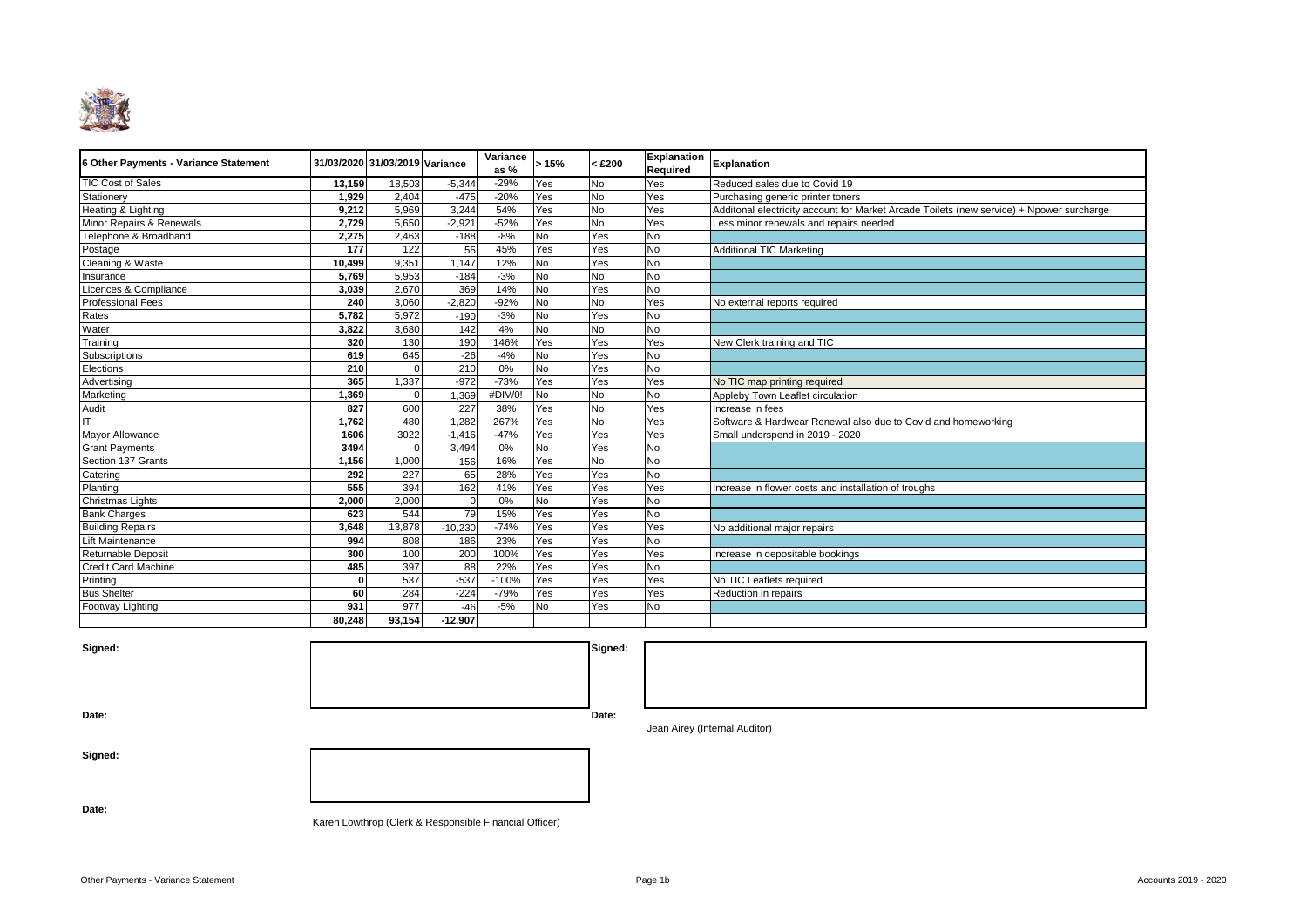| 6 Other Payments - Variance Statement | 31/03/2020 | 31/03/2019 | Variance | Variance as % | > 15% | < £200 | Explanation Required | Explanation |
|---|---|---|---|---|---|---|---|---|
| TIC Cost of Sales | **13,159** | 18,503 | -5,344 | -29% | Yes | No | Yes | Reduced sales due to Covid 19 |
| Stationery | **1,929** | 2,404 | -475 | -20% | Yes | No | Yes | Purchasing generic printer toners |
| Heating & Lighting | **9,212** | 5,969 | 3,244 | 54% | Yes | No | Yes | Additonal electricity account for Market Arcade Toilets (new service) + Npower surcharge |
| Minor Repairs & Renewals | **2,729** | 5,650 | -2,921 | -52% | Yes | No | Yes | Less minor renewals and repairs needed |
| Telephone & Broadband | **2,275** | 2,463 | -188 | -8% | No | Yes | No | |
| Postage | **177** | 122 | 55 | 45% | Yes | Yes | No | Additional TIC Marketing |
| Cleaning & Waste | **10,499** | 9,351 | 1,147 | 12% | No | Yes | No | |
| Insurance | **5,769** | 5,953 | -184 | -3% | No | No | No | |
| Licences & Compliance | **3,039** | 2,670 | 369 | 14% | No | Yes | No | |
| Professional Fees | **240** | 3,060 | -2,820 | -92% | No | No | Yes | No external reports required |
| Rates | **5,782** | 5,972 | -190 | -3% | No | Yes | No | |
| Water | **3,822** | 3,680 | 142 | 4% | No | No | No | |
| Training | **320** | 130 | 190 | 146% | Yes | Yes | Yes | New Clerk training and TIC |
| Subscriptions | **619** | 645 | -26 | -4% | No | Yes | No | |
| Elections | **210** | 0 | 210 | 0% | No | Yes | No | |
| Advertising | **365** | 1,337 | -972 | -73% | Yes | Yes | Yes | No TIC map printing required |
| Marketing | **1,369** | 0 | 1,369 | #DIV/0! | No | No | No | Appleby Town Leaflet circulation |
| Audit | **827** | 600 | 227 | 38% | Yes | No | Yes | Increase in fees |
| IT | **1,762** | 480 | 1,282 | 267% | Yes | No | Yes | Software & Hardwear Renewal also due to Covid and homeworking |
| Mayor Allowance | **1606** | 3022 | -1,416 | -47% | Yes | Yes | Yes | Small underspend in 2019 - 2020 |
| Grant Payments | **3494** | 0 | 3,494 | 0% | No | Yes | No | |
| Section 137 Grants | **1,156** | 1,000 | 156 | 16% | Yes | No | No | |
| Catering | **292** | 227 | 65 | 28% | Yes | Yes | No | |
| Planting | **555** | 394 | 162 | 41% | Yes | Yes | Yes | Increase in flower costs and installation of troughs |
| Christmas Lights | **2,000** | 2,000 | 0 | 0% | No | Yes | No | |
| Bank Charges | **623** | 544 | 79 | 15% | Yes | Yes | No | |
| Building Repairs | **3,648** | 13,878 | -10,230 | -74% | Yes | Yes | Yes | No additional major repairs |
| Lift Maintenance | **994** | 808 | 186 | 23% | Yes | Yes | No | |
| Returnable Deposit | **300** | 100 | 200 | 100% | Yes | Yes | Yes | Increase in depositable bookings |
| Credit Card Machine | **485** | 397 | 88 | 22% | Yes | Yes | No | |
| Printing | **0** | 537 | -537 | -100% | Yes | Yes | Yes | No TIC Leaflets required |
| Bus Shelter | **60** | 284 | -224 | -79% | Yes | Yes | Yes | Reduction in repairs |
| Footway Lighting | **931** | 977 | -46 | -5% | No | Yes | No | |
| | **80,248** | **93,154** | **-12,907** | | | | | |

**Signed:**

**Date:**

**Signed:**

**Date:**

Jean Airey (Internal Auditor)

**Signed:**

**Date:**

Karen Lowthrop (Clerk & Responsible Financial Officer)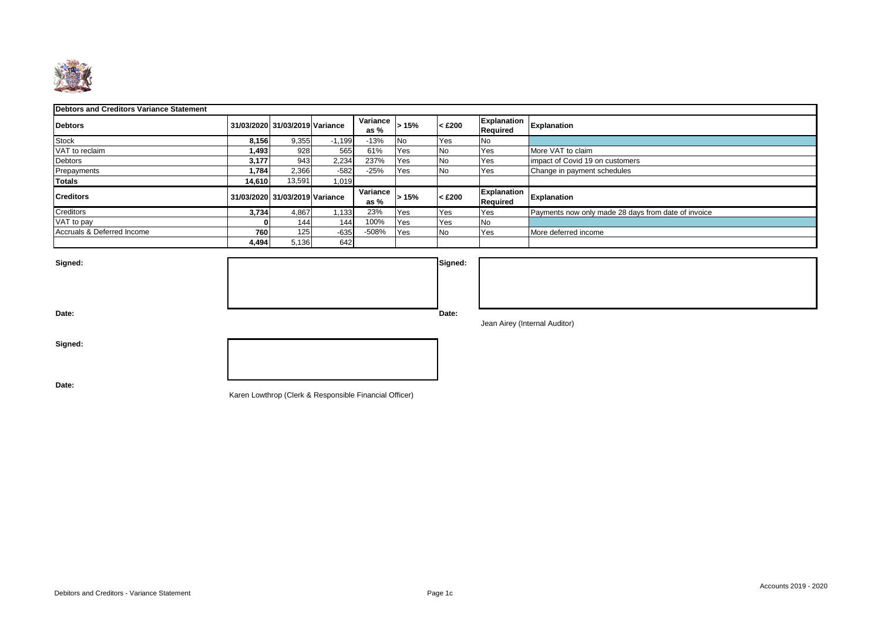## Debtors and Creditors Variance Statement

| Debtors | 31/03/2020 | 31/03/2019 | Variance | Variance as % | > 15% | < £200 | Explanation Required | Explanation |
|---|---|---|---|---|---|---|---|---|
| Stock | **8,156** | 9,355 | -1,199 | -13% | No | Yes | No | |
| VAT to reclaim | **1,493** | 928 | 565 | 61% | Yes | No | Yes | More VAT to claim |
| Debtors | **3,177** | 943 | 2,234 | 237% | Yes | No | Yes | impact of Covid 19 on customers |
| Prepayments | **1,784** | 2,366 | -582 | -25% | Yes | No | Yes | Change in payment schedules |
| **Totals** | **14,610** | 13,591 | 1,019 | | | | | |

| Creditors | 31/03/2020 | 31/03/2019 | Variance | Variance as % | > 15% | < £200 | Explanation Required | Explanation |
|---|---|---|---|---|---|---|---|---|
| Creditors | **3,734** | 4,867 | 1,133 | 23% | Yes | Yes | Yes | Payments now only made 28 days from date of invoice |
| VAT to pay | **0** | 144 | 144 | 100% | Yes | Yes | No | |
| Accruals & Deferred Income | **760** | 125 | -635 | -508% | Yes | No | Yes | More deferred income |
| | **4,494** | 5,136 | 642 | | | | | |

**Signed:**

**Date:**

**Signed:**

**Date:**

Jean Airey (Internal Auditor)

**Signed:**

**Date:**

Karen Lowthrop (Clerk & Responsible Financial Officer)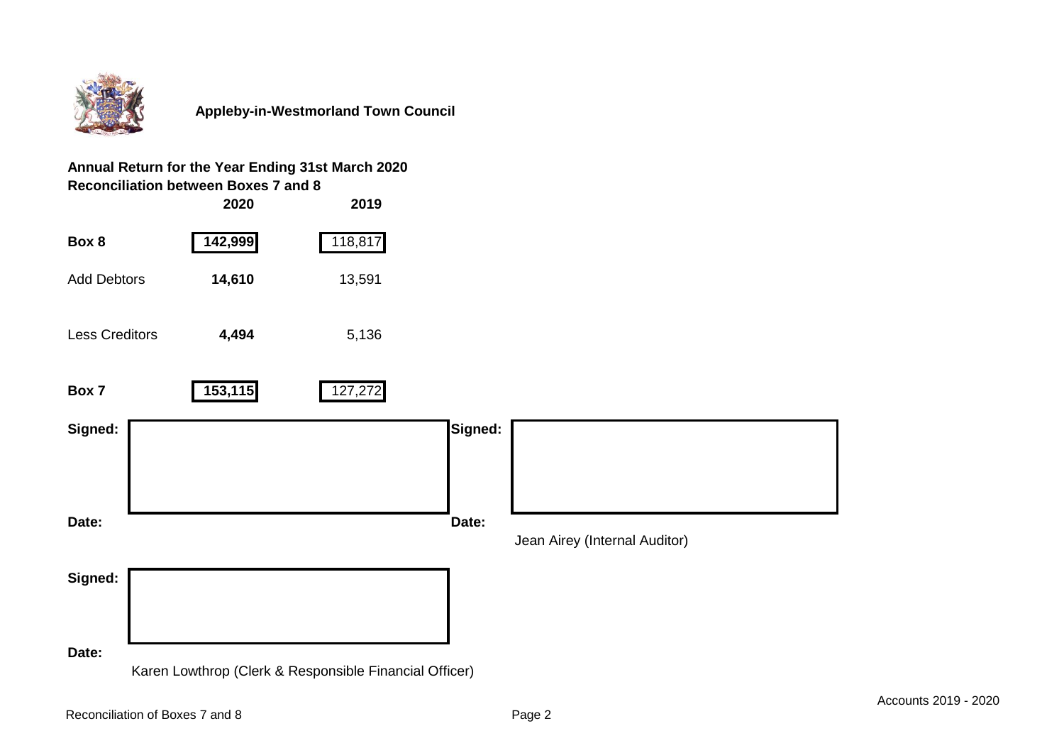**Appleby-in-Westmorland Town Council**

**Annual Return for the Year Ending 31st March 2020**
**Reconciliation between Boxes 7 and 8**

| | 2020 | 2019 |
|---|---|---|
| **Box 8** | **142,999** | 118,817 |
| Add Debtors | **14,610** | 13,591 |
| Less Creditors | **4,494** | 5,136 |
| **Box 7** | **153,115** | 127,272 |

**Signed:**

**Date:**

**Signed:**

**Date:**

Jean Airey (Internal Auditor)

**Signed:**

**Date:**

Karen Lowthrop (Clerk & Responsible Financial Officer)

Reconciliation of Boxes 7 and 8

Accounts 2019 - 2020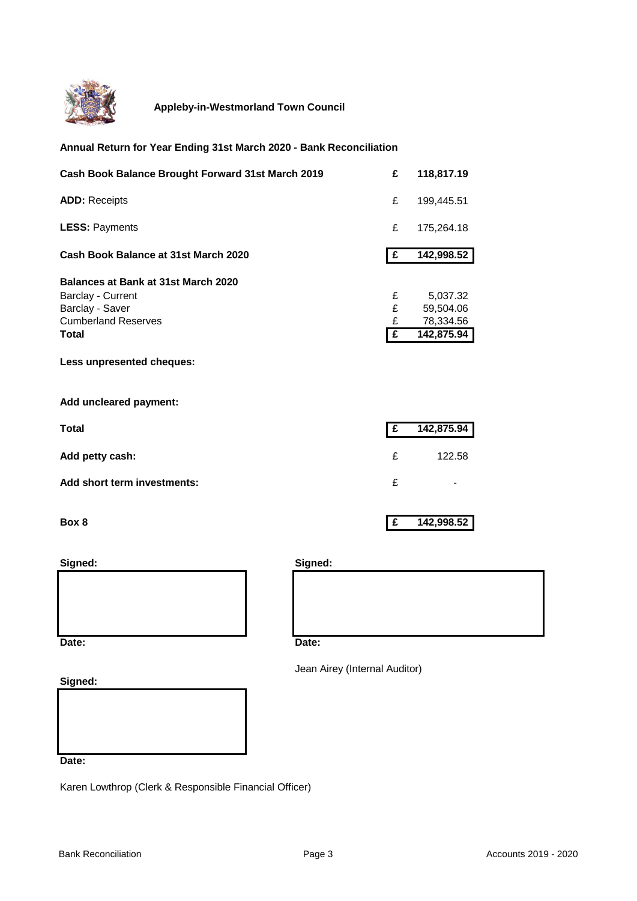**Appleby-in-Westmorland Town Council**

**Annual Return for Year Ending 31st March 2020 - Bank Reconciliation**

| | | |
|---|---|---|
| **Cash Book Balance Brought Forward 31st March 2019** | **£** | **118,817.19** |
| **ADD:** Receipts | £ | 199,445.51 |
| **LESS:** Payments | £ | 175,264.18 |
| **Cash Book Balance at 31st March 2020** | **£** | **142,998.52** |
| **Balances at Bank at 31st March 2020** | | |
| Barclay - Current | £ | 5,037.32 |
| Barclay - Saver | £ | 59,504.06 |
| Cumberland Reserves | £ | 78,334.56 |
| **Total** | **£** | **142,875.94** |
| **Less unpresented cheques:** | | |
| **Add uncleared payment:** | | |
| **Total** | **£** | **142,875.94** |
| **Add petty cash:** | £ | 122.58 |
| **Add short term investments:** | £ | - |
| **Box 8** | **£** | **142,998.52** |

**Signed:**

**Date:**

**Signed:**

**Date:**

Jean Airey (Internal Auditor)

**Signed:**

**Date:**

Karen Lowthrop (Clerk & Responsible Financial Officer)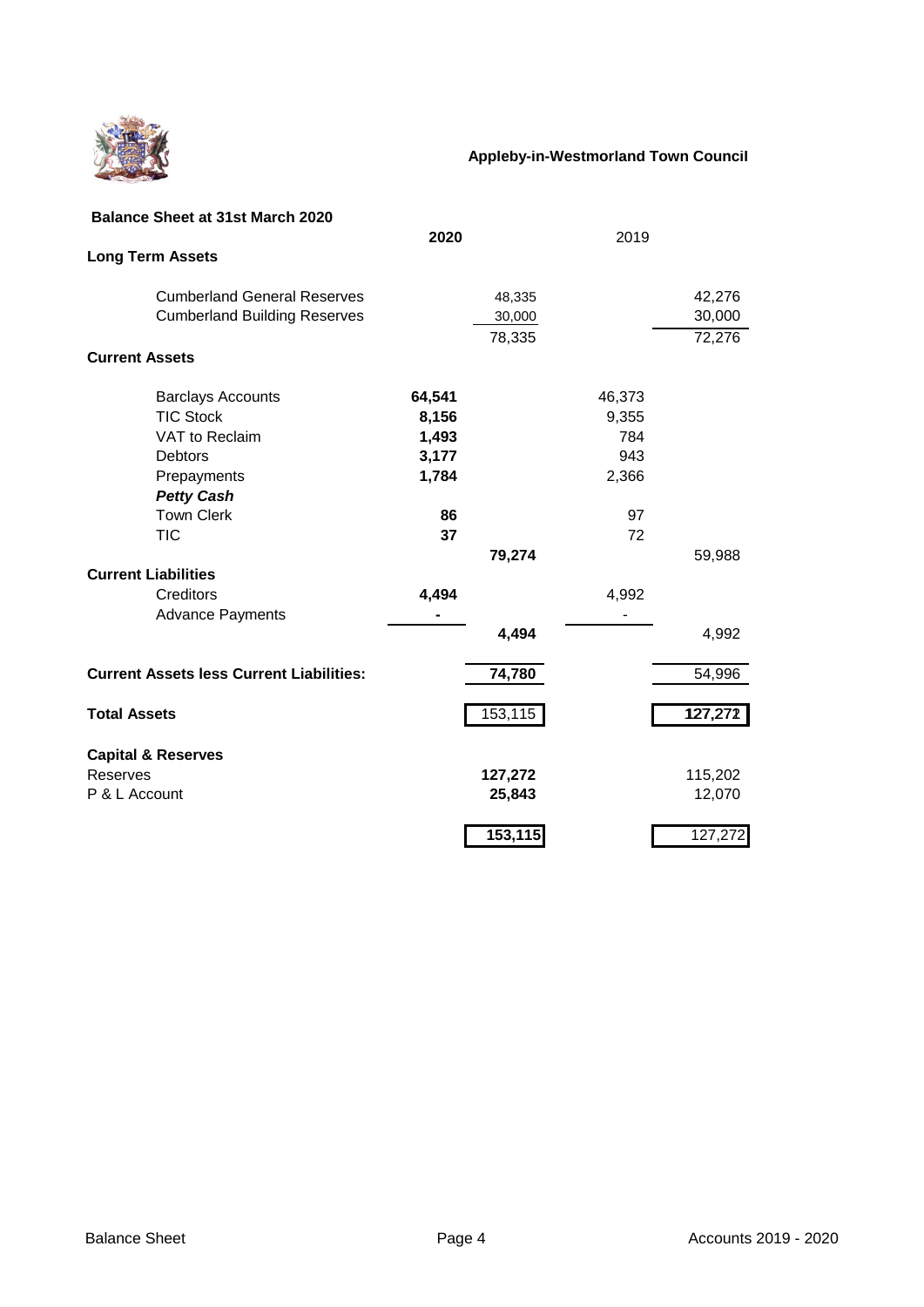**Appleby-in-Westmorland Town Council**

## Balance Sheet at 31st March 2020

| | 2020 | | 2019 | |
|---|---|---|---|---|
| **Long Term Assets** | | | | |
| Cumberland General Reserves | | 48,335 | | 42,276 |
| Cumberland Building Reserves | | 30,000 | | 30,000 |
| | | 78,335 | | 72,276 |
| **Current Assets** | | | | |
| Barclays Accounts | **64,541** | | 46,373 | |
| TIC Stock | **8,156** | | 9,355 | |
| VAT to Reclaim | **1,493** | | 784 | |
| Debtors | **3,177** | | 943 | |
| Prepayments | **1,784** | | 2,366 | |
| ***Petty Cash*** | | | | |
| Town Clerk | **86** | | 97 | |
| TIC | **37** | | 72 | |
| | | **79,274** | | 59,988 |
| **Current Liabilities** | | | | |
| Creditors | **4,494** | | 4,992 | |
| Advance Payments | **-** | | - | |
| | | **4,494** | | 4,992 |
| **Current Assets less Current Liabilities:** | | **74,780** | | 54,996 |
| **Total Assets** | | 153,115 | | **127,272** |
| **Capital & Reserves** | | | | |
| Reserves | | **127,272** | | 115,202 |
| P & L Account | | **25,843** | | 12,070 |
| | | **153,115** | | 127,272 |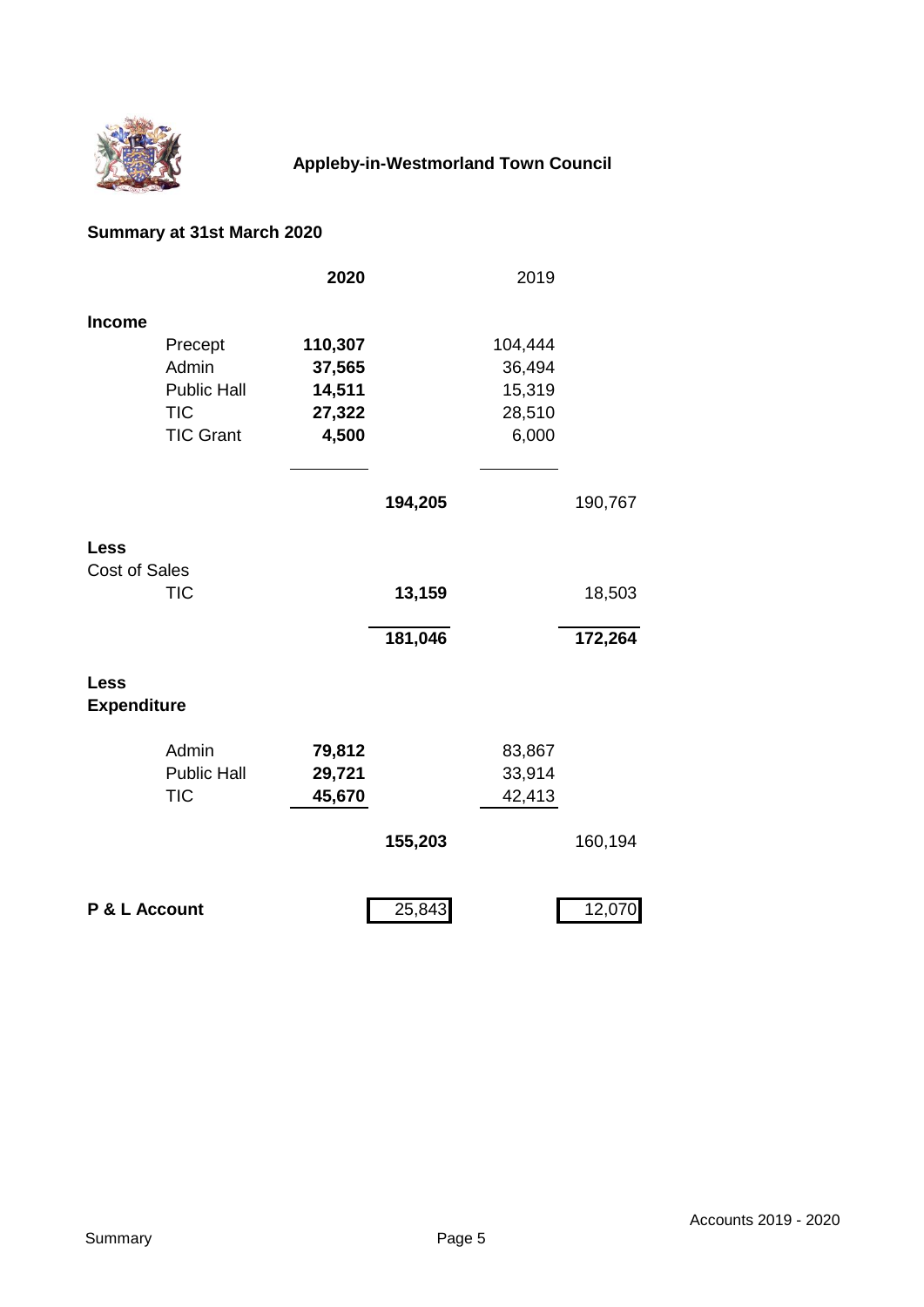# Appleby-in-Westmorland Town Council

## Summary at 31st March 2020

| | | 2020 | | 2019 | |
|---|---|---|---|---|---|
| **Income** | | | | | |
| | Precept | **110,307** | | 104,444 | |
| | Admin | **37,565** | | 36,494 | |
| | Public Hall | **14,511** | | 15,319 | |
| | TIC | **27,322** | | 28,510 | |
| | TIC Grant | **4,500** | | 6,000 | |
| | | | **194,205** | | 190,767 |
| **Less** | | | | | |
| Cost of Sales | | | | | |
| | TIC | | **13,159** | | 18,503 |
| | | | **181,046** | | **172,264** |
| **Less Expenditure** | | | | | |
| | Admin | **79,812** | | 83,867 | |
| | Public Hall | **29,721** | | 33,914 | |
| | TIC | **45,670** | | 42,413 | |
| | | | **155,203** | | 160,194 |
| **P & L Account** | | | 25,843 | | 12,070 |

Accounts 2019 - 2020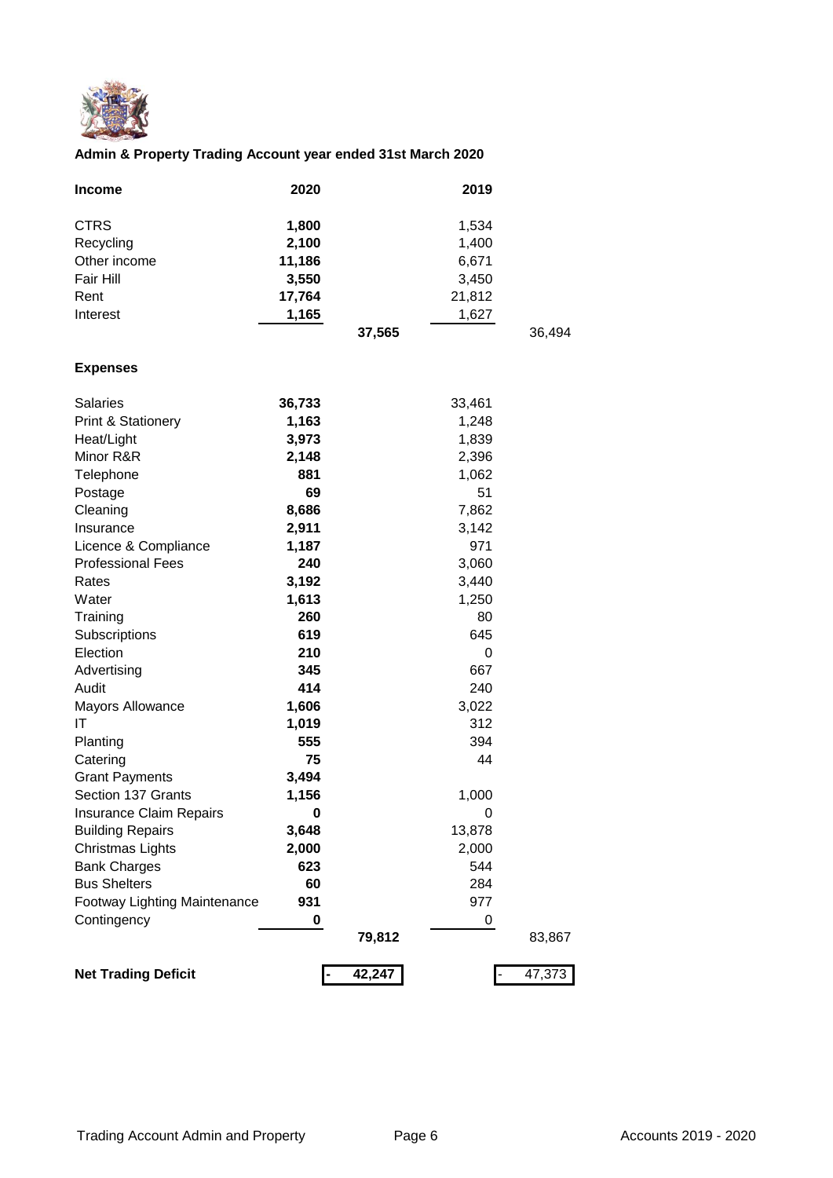**Admin & Property Trading Account year ended 31st March 2020**

| **Income** | **2020** | | 2019 | |
|---|---|---|---|---|
| CTRS | **1,800** | | 1,534 | |
| Recycling | **2,100** | | 1,400 | |
| Other income | **11,186** | | 6,671 | |
| Fair Hill | **3,550** | | 3,450 | |
| Rent | **17,764** | | 21,812 | |
| Interest | **1,165** | | 1,627 | |
| | | **37,565** | | 36,494 |
| **Expenses** | | | | |
| Salaries | **36,733** | | 33,461 | |
| Print & Stationery | **1,163** | | 1,248 | |
| Heat/Light | **3,973** | | 1,839 | |
| Minor R&R | **2,148** | | 2,396 | |
| Telephone | **881** | | 1,062 | |
| Postage | **69** | | 51 | |
| Cleaning | **8,686** | | 7,862 | |
| Insurance | **2,911** | | 3,142 | |
| Licence & Compliance | **1,187** | | 971 | |
| Professional Fees | **240** | | 3,060 | |
| Rates | **3,192** | | 3,440 | |
| Water | **1,613** | | 1,250 | |
| Training | **260** | | 80 | |
| Subscriptions | **619** | | 645 | |
| Election | **210** | | 0 | |
| Advertising | **345** | | 667 | |
| Audit | **414** | | 240 | |
| Mayors Allowance | **1,606** | | 3,022 | |
| IT | **1,019** | | 312 | |
| Planting | **555** | | 394 | |
| Catering | **75** | | 44 | |
| Grant Payments | **3,494** | | | |
| Section 137 Grants | **1,156** | | 1,000 | |
| Insurance Claim Repairs | **0** | | 0 | |
| Building Repairs | **3,648** | | 13,878 | |
| Christmas Lights | **2,000** | | 2,000 | |
| Bank Charges | **623** | | 544 | |
| Bus Shelters | **60** | | 284 | |
| Footway Lighting Maintenance | **931** | | 977 | |
| Contingency | **0** | | 0 | |
| | | **79,812** | | 83,867 |
| **Net Trading Deficit** | | **- 42,247** | | - 47,373 |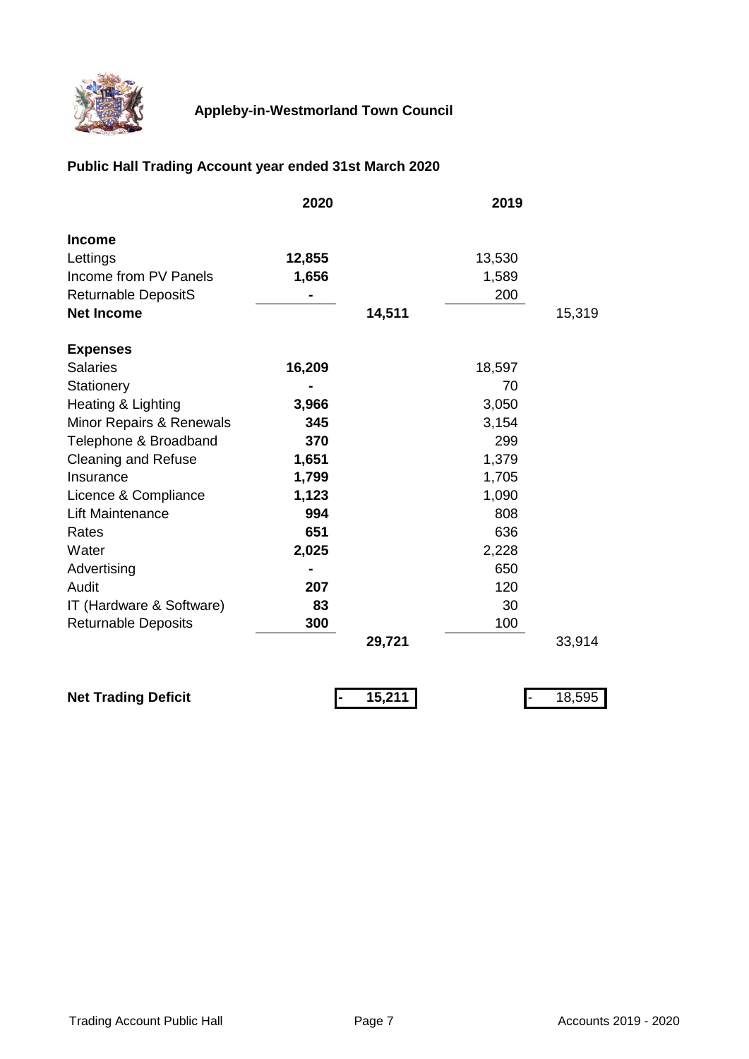**Appleby-in-Westmorland Town Council**

## Public Hall Trading Account year ended 31st March 2020

| | 2020 | | 2019 | |
|---|---|---|---|---|
| **Income** | | | | |
| Lettings | **12,855** | | 13,530 | |
| Income from PV Panels | **1,656** | | 1,589 | |
| Returnable DepositS | **-** | | 200 | |
| **Net Income** | | **14,511** | | 15,319 |
| | | | | |
| **Expenses** | | | | |
| Salaries | **16,209** | | 18,597 | |
| Stationery | **-** | | 70 | |
| Heating & Lighting | **3,966** | | 3,050 | |
| Minor Repairs & Renewals | **345** | | 3,154 | |
| Telephone & Broadband | **370** | | 299 | |
| Cleaning and Refuse | **1,651** | | 1,379 | |
| Insurance | **1,799** | | 1,705 | |
| Licence & Compliance | **1,123** | | 1,090 | |
| Lift Maintenance | **994** | | 808 | |
| Rates | **651** | | 636 | |
| Water | **2,025** | | 2,228 | |
| Advertising | **-** | | 650 | |
| Audit | **207** | | 120 | |
| IT (Hardware & Software) | **83** | | 30 | |
| Returnable Deposits | **300** | | 100 | |
| | | **29,721** | | 33,914 |
| | | | | |
| **Net Trading Deficit** | | **- 15,211** | | - 18,595 |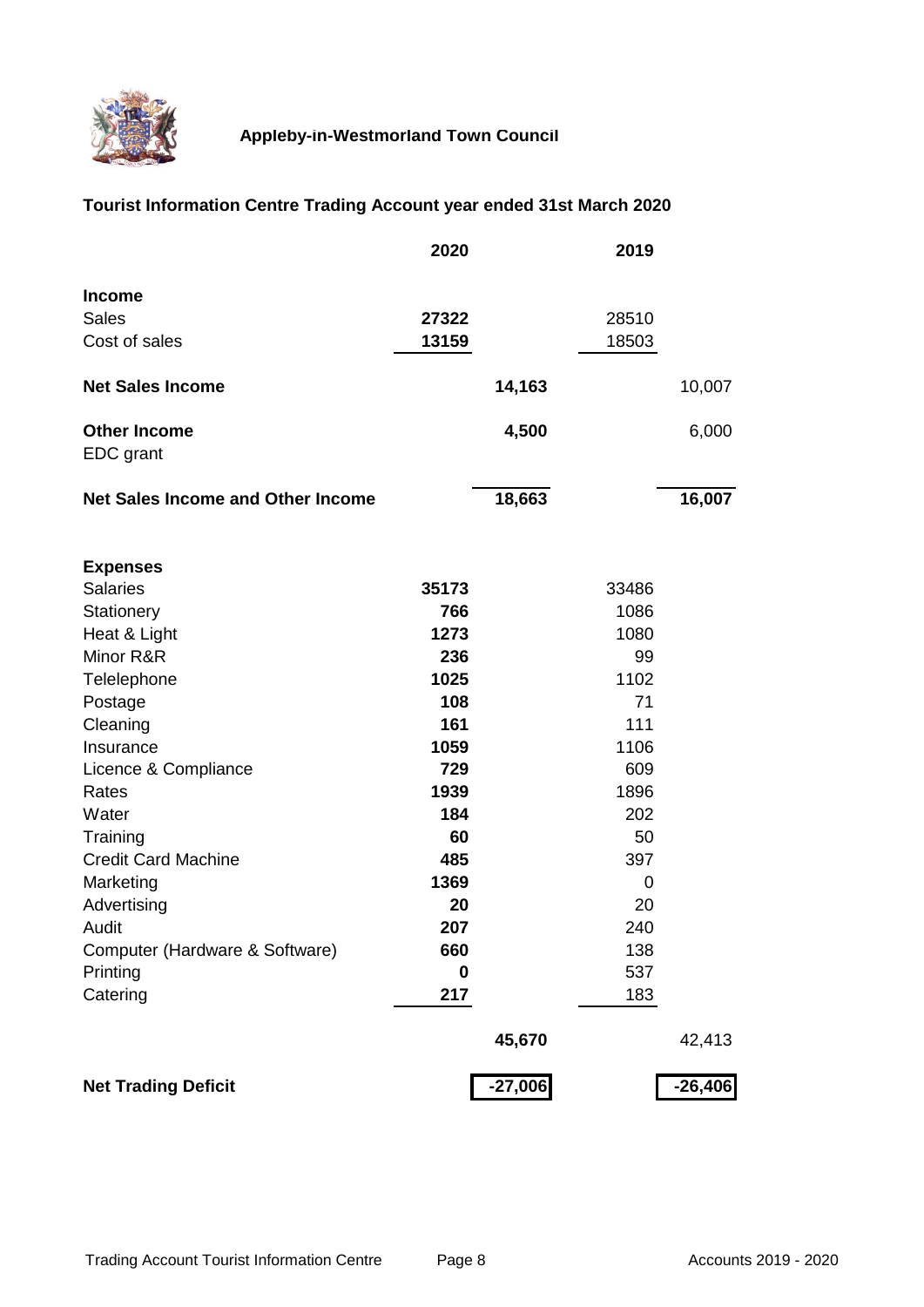**Appleby-in-Westmorland Town Council**

## Tourist Information Centre Trading Account year ended 31st March 2020

| | 2020 | | 2019 | |
|---|---|---|---|---|
| **Income** | | | | |
| Sales | **27322** | | 28510 | |
| Cost of sales | **13159** | | 18503 | |
| **Net Sales Income** | | **14,163** | | 10,007 |
| **Other Income** | | **4,500** | | 6,000 |
| EDC grant | | | | |
| **Net Sales Income and Other Income** | | **18,663** | | **16,007** |
| **Expenses** | | | | |
| Salaries | **35173** | | 33486 | |
| Stationery | **766** | | 1086 | |
| Heat & Light | **1273** | | 1080 | |
| Minor R&R | **236** | | 99 | |
| Telelephone | **1025** | | 1102 | |
| Postage | **108** | | 71 | |
| Cleaning | **161** | | 111 | |
| Insurance | **1059** | | 1106 | |
| Licence & Compliance | **729** | | 609 | |
| Rates | **1939** | | 1896 | |
| Water | **184** | | 202 | |
| Training | **60** | | 50 | |
| Credit Card Machine | **485** | | 397 | |
| Marketing | **1369** | | 0 | |
| Advertising | **20** | | 20 | |
| Audit | **207** | | 240 | |
| Computer (Hardware & Software) | **660** | | 138 | |
| Printing | **0** | | 537 | |
| Catering | **217** | | 183 | |
| | | **45,670** | | 42,413 |
| **Net Trading Deficit** | | **-27,006** | | **-26,406** |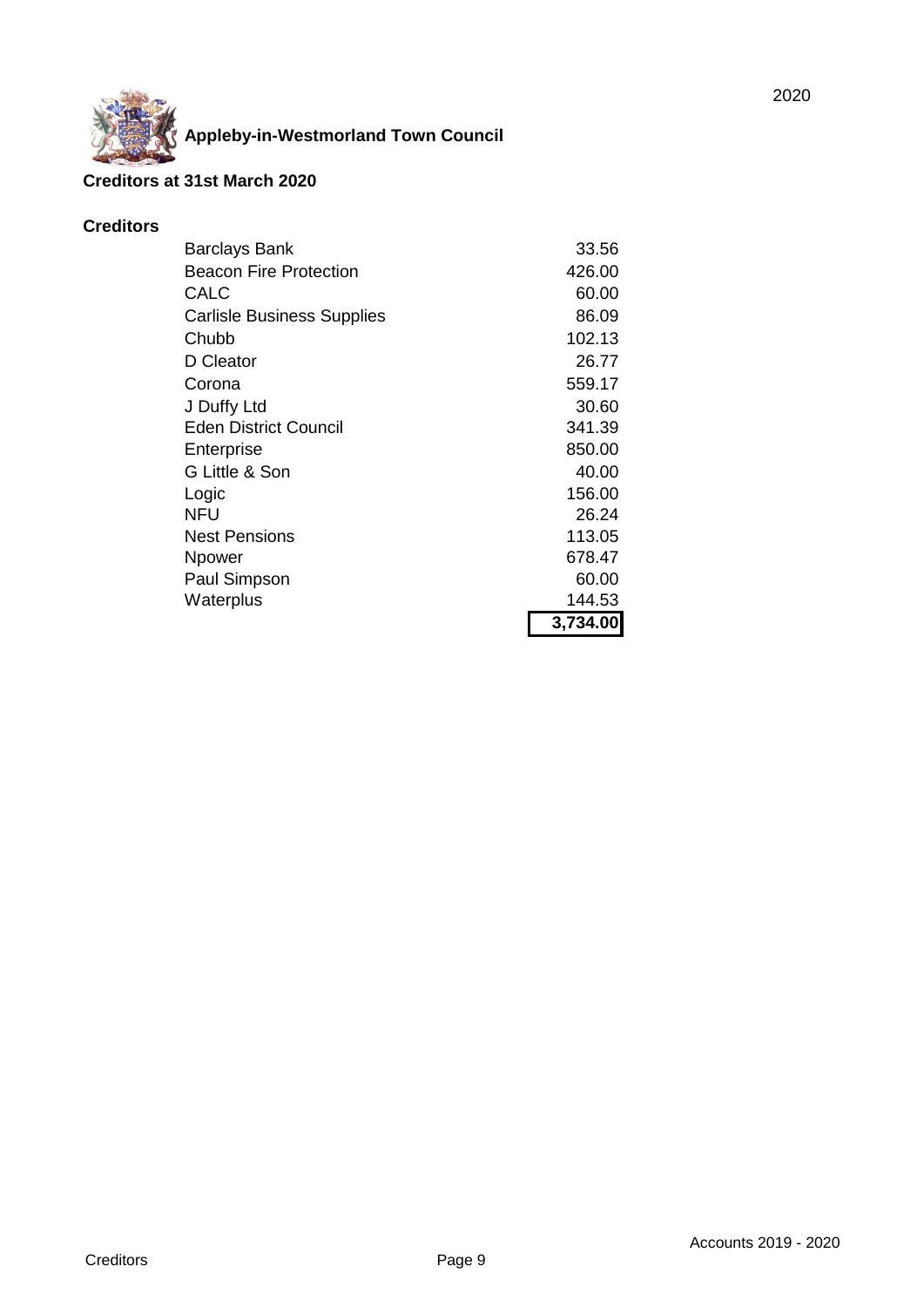# Appleby-in-Westmorland Town Council

## Creditors at 31st March 2020

### Creditors

| Creditor | Amount |
|---|---|
| Barclays Bank | 33.56 |
| Beacon Fire Protection | 426.00 |
| CALC | 60.00 |
| Carlisle Business Supplies | 86.09 |
| Chubb | 102.13 |
| D Cleator | 26.77 |
| Corona | 559.17 |
| J Duffy Ltd | 30.60 |
| Eden District Council | 341.39 |
| Enterprise | 850.00 |
| G Little & Son | 40.00 |
| Logic | 156.00 |
| NFU | 26.24 |
| Nest Pensions | 113.05 |
| Npower | 678.47 |
| Paul Simpson | 60.00 |
| Waterplus | 144.53 |
| | **3,734.00** |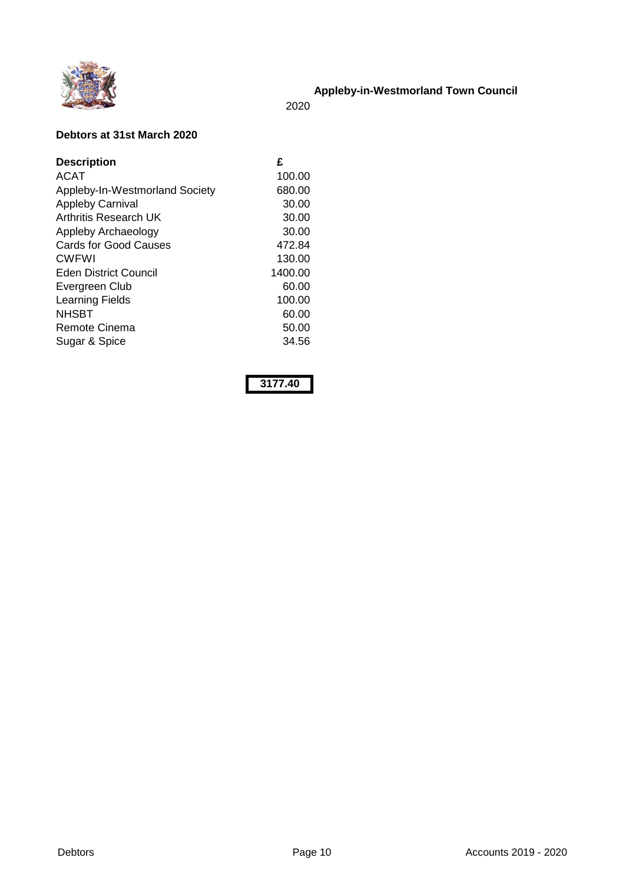**Appleby-in-Westmorland Town Council**

2020

**Debtors at 31st March 2020**

| **Description** | **£** |
|---|---|
| ACAT | 100.00 |
| Appleby-In-Westmorland Society | 680.00 |
| Appleby Carnival | 30.00 |
| Arthritis Research UK | 30.00 |
| Appleby Archaeology | 30.00 |
| Cards for Good Causes | 472.84 |
| CWFWI | 130.00 |
| Eden District Council | 1400.00 |
| Evergreen Club | 60.00 |
| Learning Fields | 100.00 |
| NHSBT | 60.00 |
| Remote Cinema | 50.00 |
| Sugar & Spice | 34.56 |
| | **3177.40** |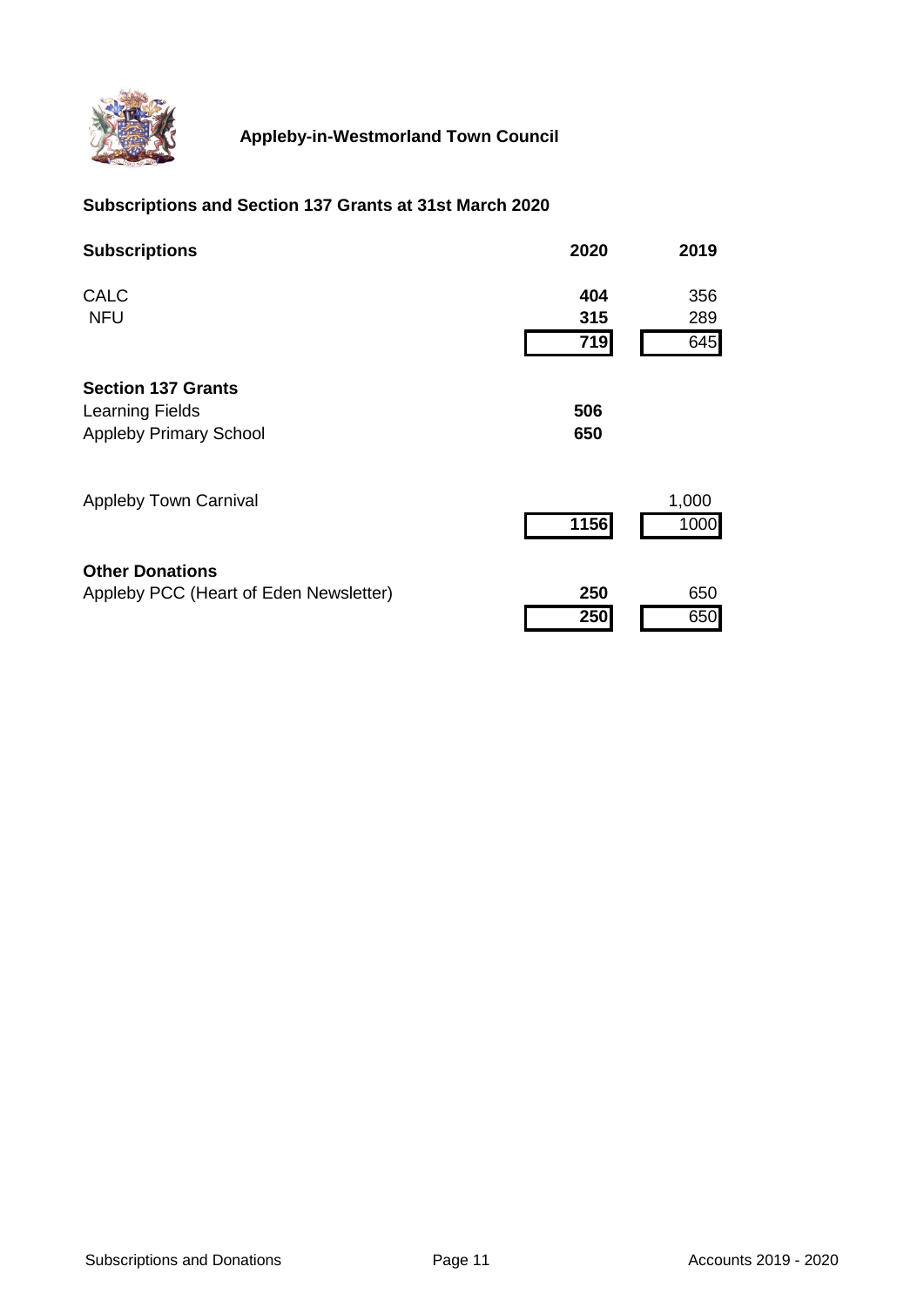**Appleby-in-Westmorland Town Council**

## Subscriptions and Section 137 Grants at 31st March 2020

| **Subscriptions** | **2020** | **2019** |
|---|---|---|
| CALC | **404** | 356 |
| NFU | **315** | 289 |
| | **719** | 645 |
| **Section 137 Grants** | | |
| Learning Fields | **506** | |
| Appleby Primary School | **650** | |
| Appleby Town Carnival | | 1,000 |
| | **1156** | 1000 |
| **Other Donations** | | |
| Appleby PCC (Heart of Eden Newsletter) | **250** | 650 |
| | **250** | 650 |